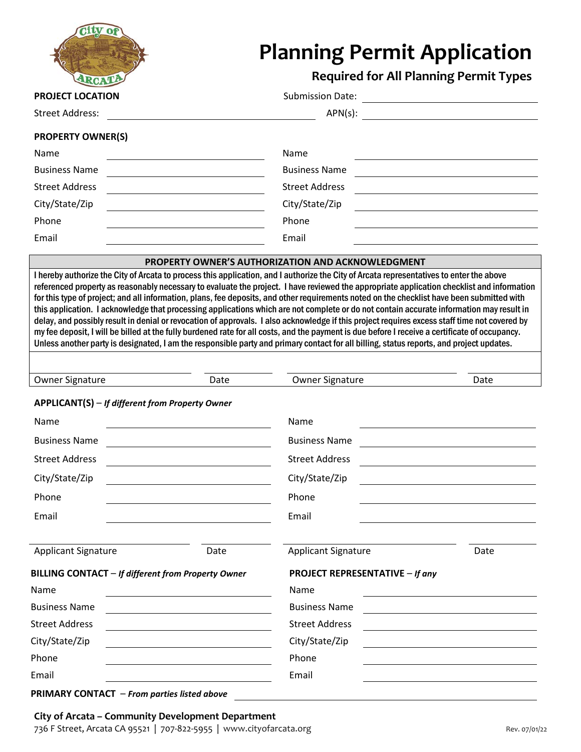# Planning Permit Application

## Required for All Planning Permit Types

**PROJECT LOCATION**

Submission Date: ______________________

Street Address: ______________________ APN(s): ______________________

**PROPERTY OWNER(S)**

| | | | |
|---|---|---|---|
| Name | | Name | |
| Business Name | | Business Name | |
| Street Address | | Street Address | |
| City/State/Zip | | City/State/Zip | |
| Phone | | Phone | |
| Email | | Email | |

**PROPERTY OWNER'S AUTHORIZATION AND ACKNOWLEDGMENT**

I hereby authorize the City of Arcata to process this application, and I authorize the City of Arcata representatives to enter the above referenced property as reasonably necessary to evaluate the project. I have reviewed the appropriate application checklist and information for this type of project; and all information, plans, fee deposits, and other requirements noted on the checklist have been submitted with this application. I acknowledge that processing applications which are not complete or do not contain accurate information may result in delay, and possibly result in denial or revocation of approvals. I also acknowledge if this project requires excess staff time not covered by my fee deposit, I will be billed at the fully burdened rate for all costs, and the payment is due before I receive a certificate of occupancy. Unless another party is designated, I am the responsible party and primary contact for all billing, status reports, and project updates.

| | | | |
|---|---|---|---|
| Owner Signature | Date | Owner Signature | Date |

**APPLICANT(S)** – ***If different from Property Owner***

| | | | |
|---|---|---|---|
| Name | | Name | |
| Business Name | | Business Name | |
| Street Address | | Street Address | |
| City/State/Zip | | City/State/Zip | |
| Phone | | Phone | |
| Email | | Email | |

| | | | |
|---|---|---|---|
| Applicant Signature | Date | Applicant Signature | Date |

| **BILLING CONTACT** – ***If different from Property Owner*** | | **PROJECT REPRESENTATIVE** – ***If any*** | |
|---|---|---|---|
| Name | | Name | |
| Business Name | | Business Name | |
| Street Address | | Street Address | |
| City/State/Zip | | City/State/Zip | |
| Phone | | Phone | |
| Email | | Email | |

**PRIMARY CONTACT** – ***From parties listed above*** ______________________

**City of Arcata – Community Development Department**

736 F Street, Arcata CA 95521 | 707-822-5955 | www.cityofarcata.org

Rev. 07/01/22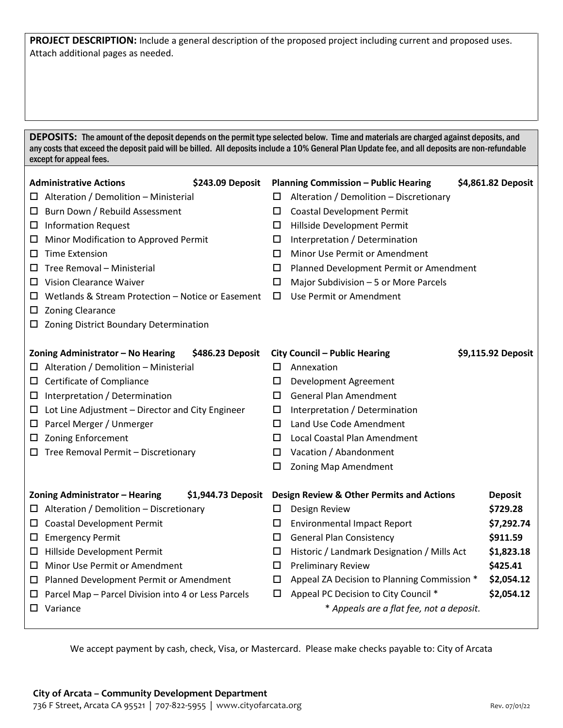**PROJECT DESCRIPTION:** Include a general description of the proposed project including current and proposed uses. Attach additional pages as needed.

**DEPOSITS:** The amount of the deposit depends on the permit type selected below. Time and materials are charged against deposits, and any costs that exceed the deposit paid will be billed. All deposits include a 10% General Plan Update fee, and all deposits are non-refundable except for appeal fees.

**Administrative Actions — $243.09 Deposit**

- ☐ Alteration / Demolition – Ministerial
- ☐ Burn Down / Rebuild Assessment
- ☐ Information Request
- ☐ Minor Modification to Approved Permit
- ☐ Time Extension
- ☐ Tree Removal – Ministerial
- ☐ Vision Clearance Waiver
- ☐ Wetlands & Stream Protection – Notice or Easement
- ☐ Zoning Clearance
- ☐ Zoning District Boundary Determination

**Zoning Administrator – No Hearing — $486.23 Deposit**

- ☐ Alteration / Demolition – Ministerial
- ☐ Certificate of Compliance
- ☐ Interpretation / Determination
- ☐ Lot Line Adjustment – Director and City Engineer
- ☐ Parcel Merger / Unmerger
- ☐ Zoning Enforcement
- ☐ Tree Removal Permit – Discretionary

**Zoning Administrator – Hearing — $1,944.73 Deposit**

- ☐ Alteration / Demolition – Discretionary
- ☐ Coastal Development Permit
- ☐ Emergency Permit
- ☐ Hillside Development Permit
- ☐ Minor Use Permit or Amendment
- ☐ Planned Development Permit or Amendment
- ☐ Parcel Map – Parcel Division into 4 or Less Parcels
- ☐ Variance

**Planning Commission – Public Hearing — $4,861.82 Deposit**

- ☐ Alteration / Demolition – Discretionary
- ☐ Coastal Development Permit
- ☐ Hillside Development Permit
- ☐ Interpretation / Determination
- ☐ Minor Use Permit or Amendment
- ☐ Planned Development Permit or Amendment
- ☐ Major Subdivision – 5 or More Parcels
- ☐ Use Permit or Amendment

**City Council – Public Hearing — $9,115.92 Deposit**

- ☐ Annexation
- ☐ Development Agreement
- ☐ General Plan Amendment
- ☐ Interpretation / Determination
- ☐ Land Use Code Amendment
- ☐ Local Coastal Plan Amendment
- ☐ Vacation / Abandonment
- ☐ Zoning Map Amendment

| Design Review & Other Permits and Actions | Deposit |
|---|---|
| ☐ Design Review | $729.28 |
| ☐ Environmental Impact Report | $7,292.74 |
| ☐ General Plan Consistency | $911.59 |
| ☐ Historic / Landmark Designation / Mills Act | $1,823.18 |
| ☐ Preliminary Review | $425.41 |
| ☐ Appeal ZA Decision to Planning Commission * | $2,054.12 |
| ☐ Appeal PC Decision to City Council * | $2,054.12 |

*\* Appeals are a flat fee, not a deposit.*

We accept payment by cash, check, Visa, or Mastercard. Please make checks payable to: City of Arcata

**City of Arcata – Community Development Department**
736 F Street, Arcata CA 95521 | 707-822-5955 | www.cityofarcata.org

Rev. 07/01/22